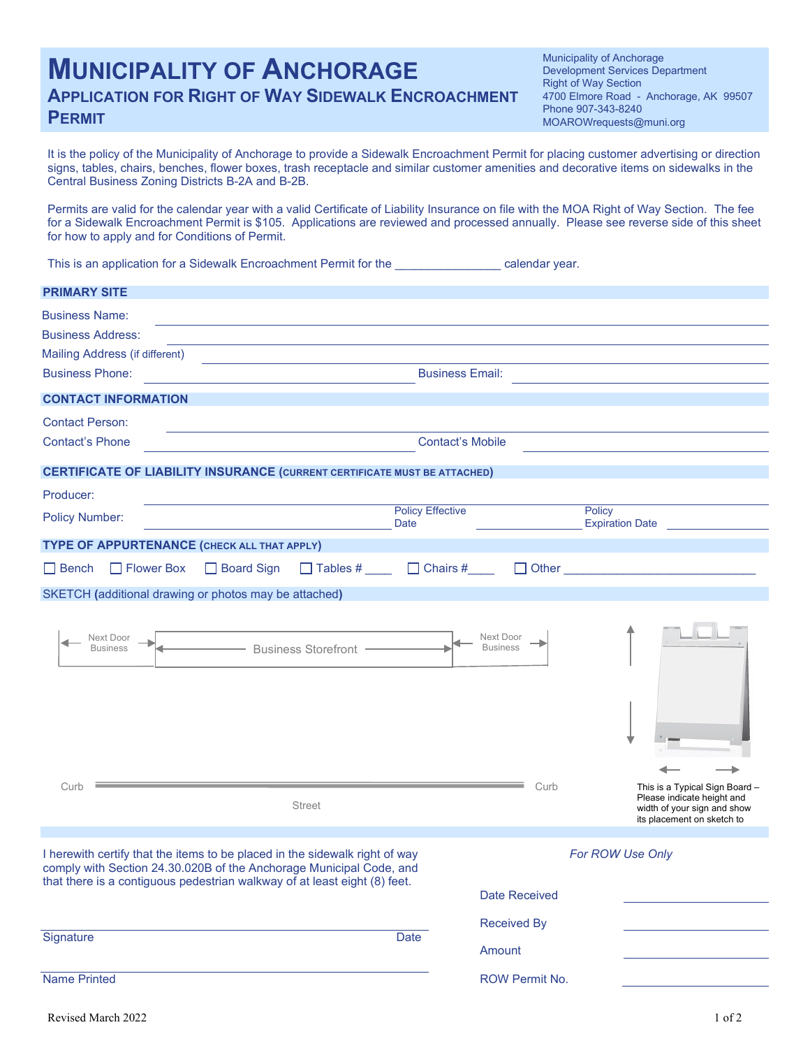# Municipality of Anchorage

## Application for Right of Way Sidewalk Encroachment Permit

Municipality of Anchorage
Development Services Department
Right of Way Section
4700 Elmore Road - Anchorage, AK 99507
Phone 907-343-8240
MOAROWrequests@muni.org

It is the policy of the Municipality of Anchorage to provide a Sidewalk Encroachment Permit for placing customer advertising or direction signs, tables, chairs, benches, flower boxes, trash receptacle and similar customer amenities and decorative items on sidewalks in the Central Business Zoning Districts B-2A and B-2B.

Permits are valid for the calendar year with a valid Certificate of Liability Insurance on file with the MOA Right of Way Section. The fee for a Sidewalk Encroachment Permit is $105. Applications are reviewed and processed annually. Please see reverse side of this sheet for how to apply and for Conditions of Permit.

This is an application for a Sidewalk Encroachment Permit for the _______________ calendar year.

### PRIMARY SITE

Business Name: ______________________________

Business Address: ______________________________

Mailing Address (if different) ______________________________

Business Phone: ______________________ Business Email: ______________________

### CONTACT INFORMATION

Contact Person: ______________________________

Contact's Phone ______________________ Contact's Mobile ______________________

### CERTIFICATE OF LIABILITY INSURANCE (CURRENT CERTIFICATE MUST BE ATTACHED)

Producer: ______________________________

Policy Number: ______________________ Policy Effective Date ______________ Policy Expiration Date ______________

### TYPE OF APPURTENANCE (CHECK ALL THAT APPLY)

☐ Bench ☐ Flower Box ☐ Board Sign ☐ Tables # ____ ☐ Chairs #____ ☐ Other ______________________________

### SKETCH (additional drawing or photos may be attached)

Next Door Business | Business Storefront | Next Door Business

Curb | Street | Curb

This is a Typical Sign Board – Please indicate height and width of your sign and show its placement on sketch to

---

I herewith certify that the items to be placed in the sidewalk right of way comply with Section 24.30.020B of the Anchorage Municipal Code, and that there is a contiguous pedestrian walkway of at least eight (8) feet.

______________________________
Signature Date

______________________________
Name Printed

*For ROW Use Only*

Date Received ______________

Received By ______________

Amount ______________

ROW Permit No. ______________

Revised March 2022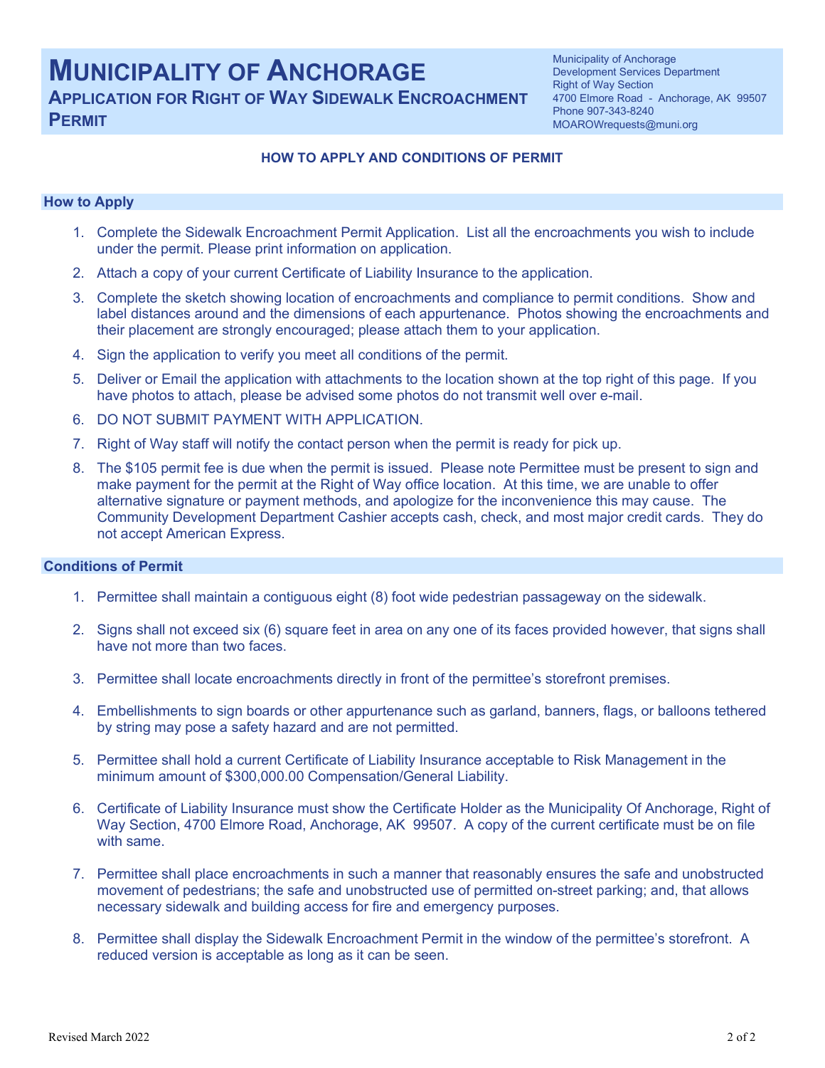# MUNICIPALITY OF ANCHORAGE

## APPLICATION FOR RIGHT OF WAY SIDEWALK ENCROACHMENT PERMIT

Municipality of Anchorage
Development Services Department
Right of Way Section
4700 Elmore Road - Anchorage, AK 99507
Phone 907-343-8240
MOAROWrequests@muni.org

### HOW TO APPLY AND CONDITIONS OF PERMIT

### How to Apply

1. Complete the Sidewalk Encroachment Permit Application. List all the encroachments you wish to include under the permit. Please print information on application.
2. Attach a copy of your current Certificate of Liability Insurance to the application.
3. Complete the sketch showing location of encroachments and compliance to permit conditions. Show and label distances around and the dimensions of each appurtenance. Photos showing the encroachments and their placement are strongly encouraged; please attach them to your application.
4. Sign the application to verify you meet all conditions of the permit.
5. Deliver or Email the application with attachments to the location shown at the top right of this page. If you have photos to attach, please be advised some photos do not transmit well over e-mail.
6. DO NOT SUBMIT PAYMENT WITH APPLICATION.
7. Right of Way staff will notify the contact person when the permit is ready for pick up.
8. The $105 permit fee is due when the permit is issued. Please note Permittee must be present to sign and make payment for the permit at the Right of Way office location. At this time, we are unable to offer alternative signature or payment methods, and apologize for the inconvenience this may cause. The Community Development Department Cashier accepts cash, check, and most major credit cards. They do not accept American Express.

### Conditions of Permit

1. Permittee shall maintain a contiguous eight (8) foot wide pedestrian passageway on the sidewalk.
2. Signs shall not exceed six (6) square feet in area on any one of its faces provided however, that signs shall have not more than two faces.
3. Permittee shall locate encroachments directly in front of the permittee's storefront premises.
4. Embellishments to sign boards or other appurtenance such as garland, banners, flags, or balloons tethered by string may pose a safety hazard and are not permitted.
5. Permittee shall hold a current Certificate of Liability Insurance acceptable to Risk Management in the minimum amount of $300,000.00 Compensation/General Liability.
6. Certificate of Liability Insurance must show the Certificate Holder as the Municipality Of Anchorage, Right of Way Section, 4700 Elmore Road, Anchorage, AK 99507. A copy of the current certificate must be on file with same.
7. Permittee shall place encroachments in such a manner that reasonably ensures the safe and unobstructed movement of pedestrians; the safe and unobstructed use of permitted on-street parking; and, that allows necessary sidewalk and building access for fire and emergency purposes.
8. Permittee shall display the Sidewalk Encroachment Permit in the window of the permittee's storefront. A reduced version is acceptable as long as it can be seen.

Revised March 2022